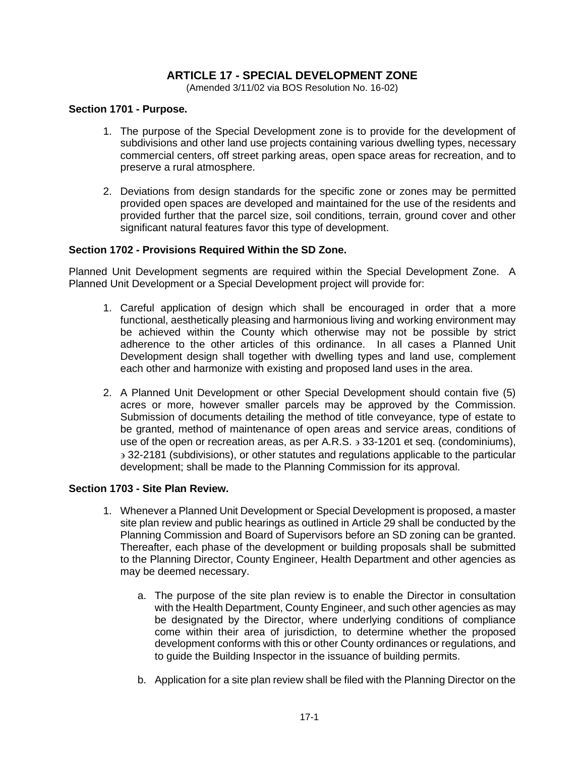# ARTICLE 17 - SPECIAL DEVELOPMENT ZONE

(Amended 3/11/02 via BOS Resolution No. 16-02)

**Section 1701 - Purpose.**

1. The purpose of the Special Development zone is to provide for the development of subdivisions and other land use projects containing various dwelling types, necessary commercial centers, off street parking areas, open space areas for recreation, and to preserve a rural atmosphere.

2. Deviations from design standards for the specific zone or zones may be permitted provided open spaces are developed and maintained for the use of the residents and provided further that the parcel size, soil conditions, terrain, ground cover and other significant natural features favor this type of development.

**Section 1702 - Provisions Required Within the SD Zone.**

Planned Unit Development segments are required within the Special Development Zone. A Planned Unit Development or a Special Development project will provide for:

1. Careful application of design which shall be encouraged in order that a more functional, aesthetically pleasing and harmonious living and working environment may be achieved within the County which otherwise may not be possible by strict adherence to the other articles of this ordinance. In all cases a Planned Unit Development design shall together with dwelling types and land use, complement each other and harmonize with existing and proposed land uses in the area.

2. A Planned Unit Development or other Special Development should contain five (5) acres or more, however smaller parcels may be approved by the Commission. Submission of documents detailing the method of title conveyance, type of estate to be granted, method of maintenance of open areas and service areas, conditions of use of the open or recreation areas, as per A.R.S. § 33-1201 et seq. (condominiums), § 32-2181 (subdivisions), or other statutes and regulations applicable to the particular development; shall be made to the Planning Commission for its approval.

**Section 1703 - Site Plan Review.**

1. Whenever a Planned Unit Development or Special Development is proposed, a master site plan review and public hearings as outlined in Article 29 shall be conducted by the Planning Commission and Board of Supervisors before an SD zoning can be granted. Thereafter, each phase of the development or building proposals shall be submitted to the Planning Director, County Engineer, Health Department and other agencies as may be deemed necessary.

   a. The purpose of the site plan review is to enable the Director in consultation with the Health Department, County Engineer, and such other agencies as may be designated by the Director, where underlying conditions of compliance come within their area of jurisdiction, to determine whether the proposed development conforms with this or other County ordinances or regulations, and to guide the Building Inspector in the issuance of building permits.

   b. Application for a site plan review shall be filed with the Planning Director on the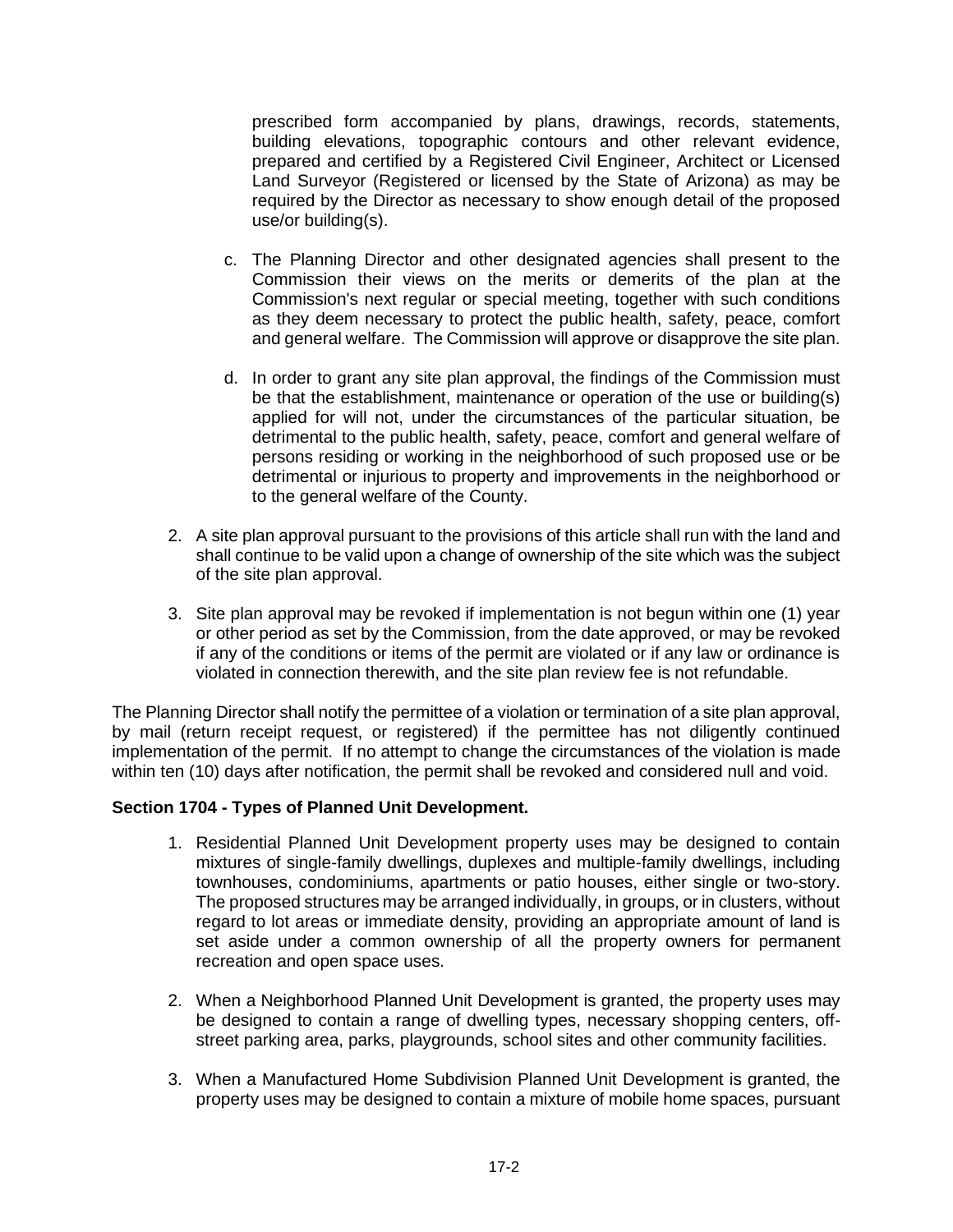prescribed form accompanied by plans, drawings, records, statements, building elevations, topographic contours and other relevant evidence, prepared and certified by a Registered Civil Engineer, Architect or Licensed Land Surveyor (Registered or licensed by the State of Arizona) as may be required by the Director as necessary to show enough detail of the proposed use/or building(s).

c. The Planning Director and other designated agencies shall present to the Commission their views on the merits or demerits of the plan at the Commission's next regular or special meeting, together with such conditions as they deem necessary to protect the public health, safety, peace, comfort and general welfare. The Commission will approve or disapprove the site plan.

d. In order to grant any site plan approval, the findings of the Commission must be that the establishment, maintenance or operation of the use or building(s) applied for will not, under the circumstances of the particular situation, be detrimental to the public health, safety, peace, comfort and general welfare of persons residing or working in the neighborhood of such proposed use or be detrimental or injurious to property and improvements in the neighborhood or to the general welfare of the County.

2. A site plan approval pursuant to the provisions of this article shall run with the land and shall continue to be valid upon a change of ownership of the site which was the subject of the site plan approval.

3. Site plan approval may be revoked if implementation is not begun within one (1) year or other period as set by the Commission, from the date approved, or may be revoked if any of the conditions or items of the permit are violated or if any law or ordinance is violated in connection therewith, and the site plan review fee is not refundable.

The Planning Director shall notify the permittee of a violation or termination of a site plan approval, by mail (return receipt request, or registered) if the permittee has not diligently continued implementation of the permit. If no attempt to change the circumstances of the violation is made within ten (10) days after notification, the permit shall be revoked and considered null and void.

**Section 1704 - Types of Planned Unit Development.**

1. Residential Planned Unit Development property uses may be designed to contain mixtures of single-family dwellings, duplexes and multiple-family dwellings, including townhouses, condominiums, apartments or patio houses, either single or two-story. The proposed structures may be arranged individually, in groups, or in clusters, without regard to lot areas or immediate density, providing an appropriate amount of land is set aside under a common ownership of all the property owners for permanent recreation and open space uses.

2. When a Neighborhood Planned Unit Development is granted, the property uses may be designed to contain a range of dwelling types, necessary shopping centers, off-street parking area, parks, playgrounds, school sites and other community facilities.

3. When a Manufactured Home Subdivision Planned Unit Development is granted, the property uses may be designed to contain a mixture of mobile home spaces, pursuant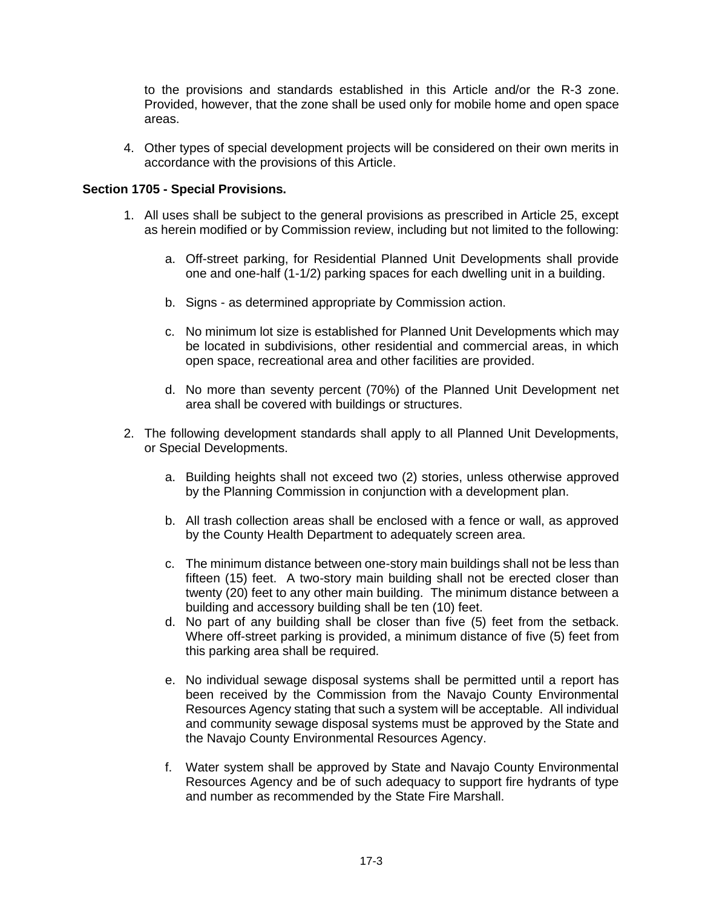to the provisions and standards established in this Article and/or the R-3 zone. Provided, however, that the zone shall be used only for mobile home and open space areas.

4. Other types of special development projects will be considered on their own merits in accordance with the provisions of this Article.

**Section 1705 - Special Provisions.**

1. All uses shall be subject to the general provisions as prescribed in Article 25, except as herein modified or by Commission review, including but not limited to the following:

   a. Off-street parking, for Residential Planned Unit Developments shall provide one and one-half (1-1/2) parking spaces for each dwelling unit in a building.

   b. Signs - as determined appropriate by Commission action.

   c. No minimum lot size is established for Planned Unit Developments which may be located in subdivisions, other residential and commercial areas, in which open space, recreational area and other facilities are provided.

   d. No more than seventy percent (70%) of the Planned Unit Development net area shall be covered with buildings or structures.

2. The following development standards shall apply to all Planned Unit Developments, or Special Developments.

   a. Building heights shall not exceed two (2) stories, unless otherwise approved by the Planning Commission in conjunction with a development plan.

   b. All trash collection areas shall be enclosed with a fence or wall, as approved by the County Health Department to adequately screen area.

   c. The minimum distance between one-story main buildings shall not be less than fifteen (15) feet. A two-story main building shall not be erected closer than twenty (20) feet to any other main building. The minimum distance between a building and accessory building shall be ten (10) feet.

   d. No part of any building shall be closer than five (5) feet from the setback. Where off-street parking is provided, a minimum distance of five (5) feet from this parking area shall be required.

   e. No individual sewage disposal systems shall be permitted until a report has been received by the Commission from the Navajo County Environmental Resources Agency stating that such a system will be acceptable. All individual and community sewage disposal systems must be approved by the State and the Navajo County Environmental Resources Agency.

   f. Water system shall be approved by State and Navajo County Environmental Resources Agency and be of such adequacy to support fire hydrants of type and number as recommended by the State Fire Marshall.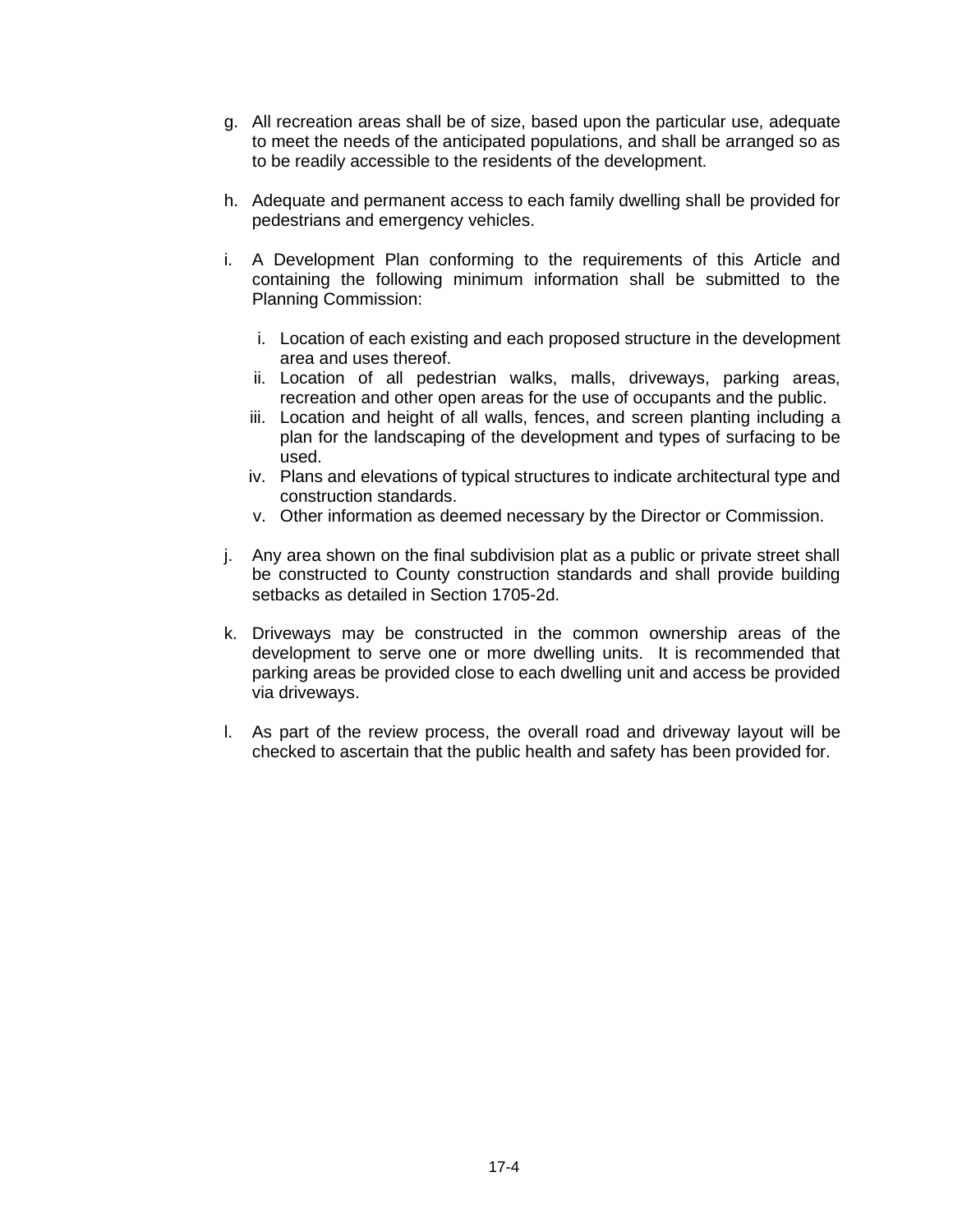g. All recreation areas shall be of size, based upon the particular use, adequate to meet the needs of the anticipated populations, and shall be arranged so as to be readily accessible to the residents of the development.

h. Adequate and permanent access to each family dwelling shall be provided for pedestrians and emergency vehicles.

i. A Development Plan conforming to the requirements of this Article and containing the following minimum information shall be submitted to the Planning Commission:

   i. Location of each existing and each proposed structure in the development area and uses thereof.
   ii. Location of all pedestrian walks, malls, driveways, parking areas, recreation and other open areas for the use of occupants and the public.
   iii. Location and height of all walls, fences, and screen planting including a plan for the landscaping of the development and types of surfacing to be used.
   iv. Plans and elevations of typical structures to indicate architectural type and construction standards.
   v. Other information as deemed necessary by the Director or Commission.

j. Any area shown on the final subdivision plat as a public or private street shall be constructed to County construction standards and shall provide building setbacks as detailed in Section 1705-2d.

k. Driveways may be constructed in the common ownership areas of the development to serve one or more dwelling units. It is recommended that parking areas be provided close to each dwelling unit and access be provided via driveways.

l. As part of the review process, the overall road and driveway layout will be checked to ascertain that the public health and safety has been provided for.